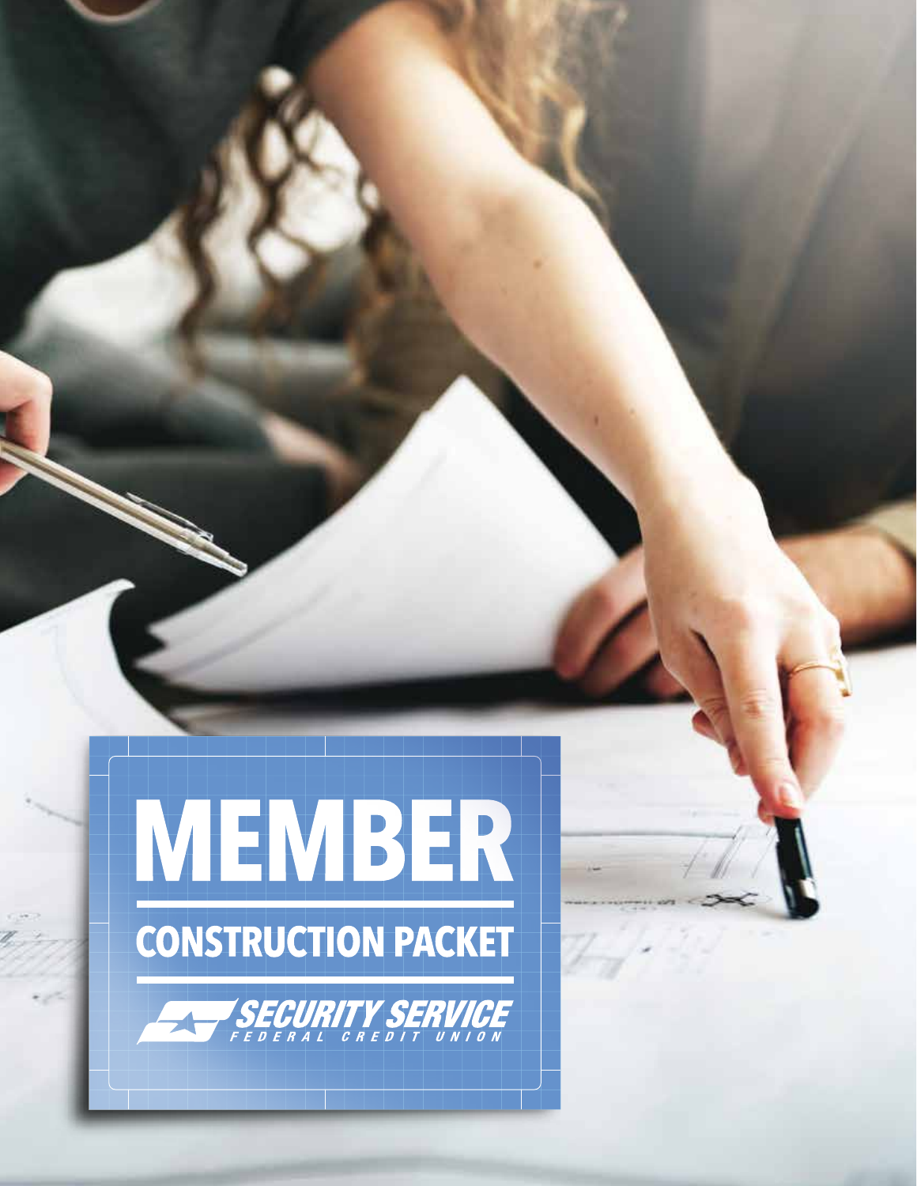# MEMBER

## CONSTRUCTION PACKET

SECURITY SERVICE FEDERAL CREDIT UNION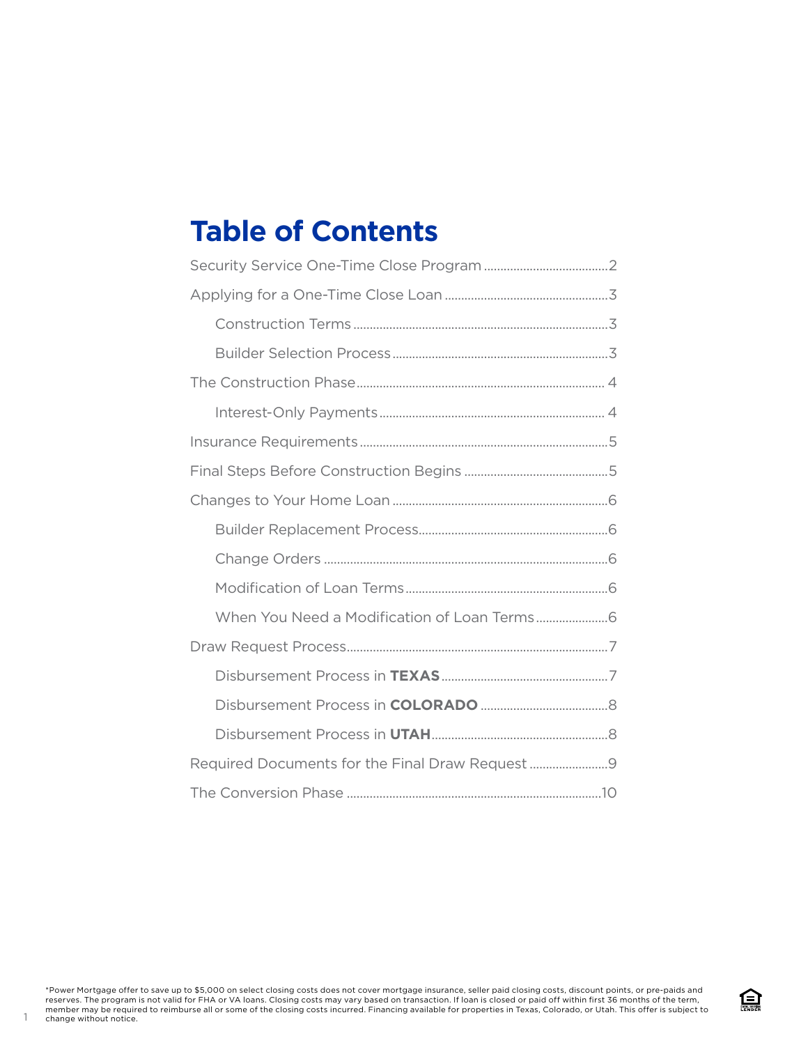# Table of Contents

Security Service One-Time Close Program ....................................2

Applying for a One-Time Close Loan ................................................3

- Construction Terms ...........................................................................3
- Builder Selection Process ...................................................................3

The Construction Phase ........................................................................4

- Interest-Only Payments .......................................................................4

Insurance Requirements .........................................................................5

Final Steps Before Construction Begins ...............................................5

Changes to Your Home Loan ..................................................................6

- Builder Replacement Process.............................................................6
- Change Orders .....................................................................................6
- Modification of Loan Terms ................................................................6
- When You Need a Modification of Loan Terms ...................................6

Draw Request Process............................................................................7

- Disbursement Process in **TEXAS** ...................................................7
- Disbursement Process in **COLORADO** ...........................................8
- Disbursement Process in **UTAH** ......................................................8

Required Documents for the Final Draw Request ....................................9

The Conversion Phase ............................................................................10

*Power Mortgage offer to save up to $5,000 on select closing costs does not cover mortgage insurance, seller paid closing costs, discount points, or pre-paids and reserves. The program is not valid for FHA or VA loans. Closing costs may vary based on transaction. If loan is closed or paid off within first 36 months of the term, member may be required to reimburse all or some of the closing costs incurred. Financing available for properties in Texas, Colorado, or Utah. This offer is subject to change without notice.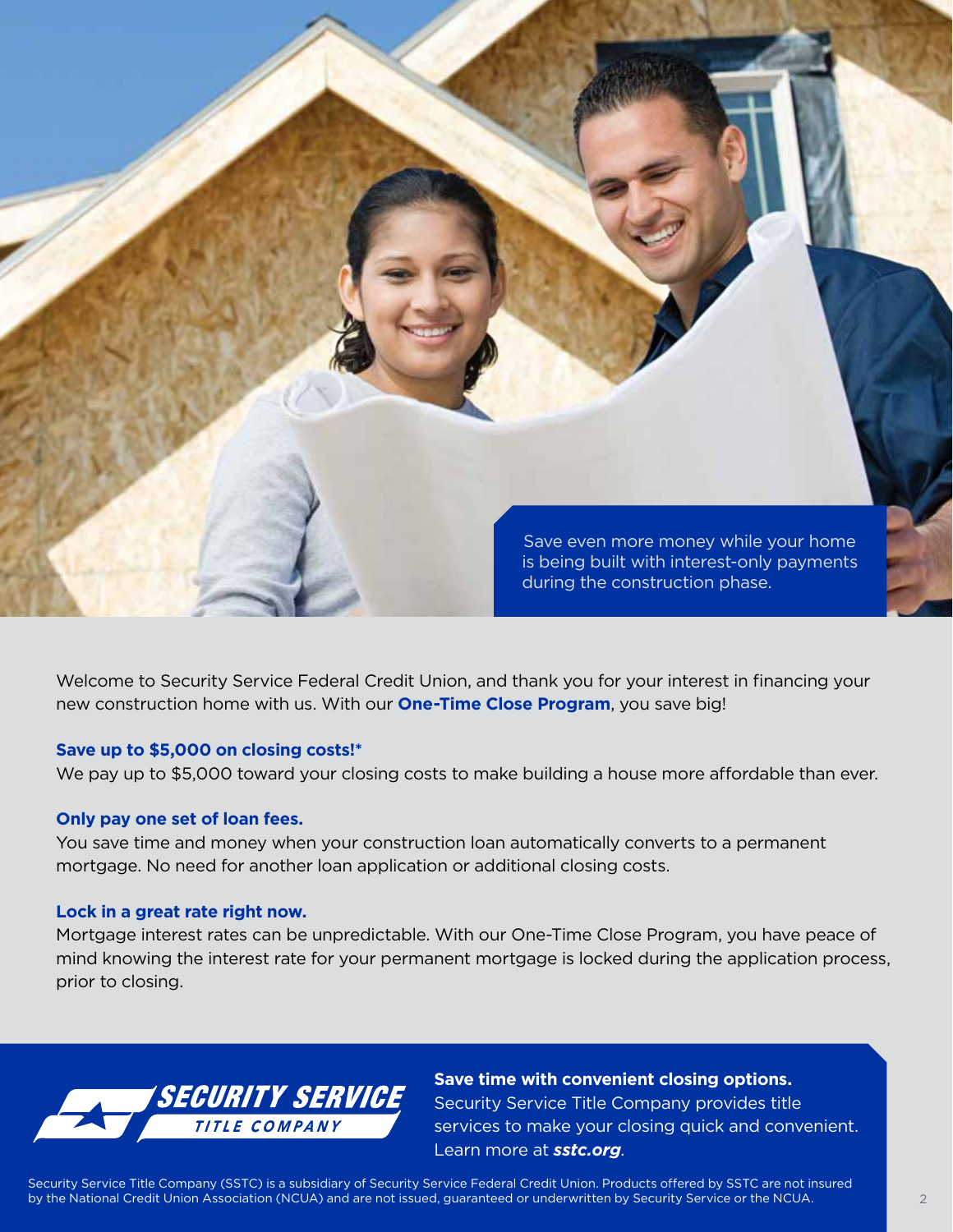Save even more money while your home is being built with interest-only payments during the construction phase.

Welcome to Security Service Federal Credit Union, and thank you for your interest in financing your new construction home with us. With our **One-Time Close Program**, you save big!

**Save up to $5,000 on closing costs!***

We pay up to $5,000 toward your closing costs to make building a house more affordable than ever.

**Only pay one set of loan fees.**

You save time and money when your construction loan automatically converts to a permanent mortgage. No need for another loan application or additional closing costs.

**Lock in a great rate right now.**

Mortgage interest rates can be unpredictable. With our One-Time Close Program, you have peace of mind knowing the interest rate for your permanent mortgage is locked during the application process, prior to closing.

SECURITY SERVICE TITLE COMPANY

**Save time with convenient closing options.**

Security Service Title Company provides title services to make your closing quick and convenient. Learn more at ***sstc.org***.

Security Service Title Company (SSTC) is a subsidiary of Security Service Federal Credit Union. Products offered by SSTC are not insured by the National Credit Union Association (NCUA) and are not issued, guaranteed or underwritten by Security Service or the NCUA.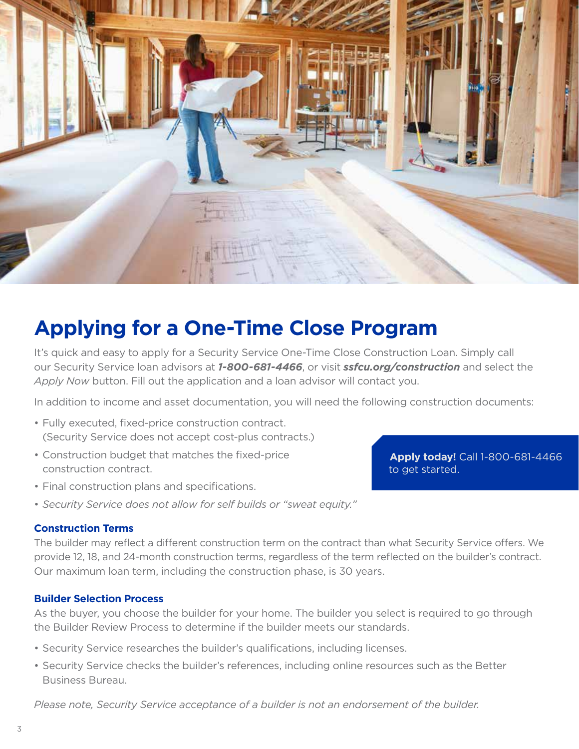# Applying for a One-Time Close Program

It's quick and easy to apply for a Security Service One-Time Close Construction Loan. Simply call our Security Service loan advisors at ***1-800-681-4466***, or visit ***ssfcu.org/construction*** and select the *Apply Now* button. Fill out the application and a loan advisor will contact you.

In addition to income and asset documentation, you will need the following construction documents:

- Fully executed, fixed-price construction contract. (Security Service does not accept cost-plus contracts.)
- Construction budget that matches the fixed-price construction contract.
- Final construction plans and specifications.
- *Security Service does not allow for self builds or "sweat equity."*

**Apply today!** Call 1-800-681-4466 to get started.

### Construction Terms

The builder may reflect a different construction term on the contract than what Security Service offers. We provide 12, 18, and 24-month construction terms, regardless of the term reflected on the builder's contract. Our maximum loan term, including the construction phase, is 30 years.

### Builder Selection Process

As the buyer, you choose the builder for your home. The builder you select is required to go through the Builder Review Process to determine if the builder meets our standards.

- Security Service researches the builder's qualifications, including licenses.
- Security Service checks the builder's references, including online resources such as the Better Business Bureau.

*Please note, Security Service acceptance of a builder is not an endorsement of the builder.*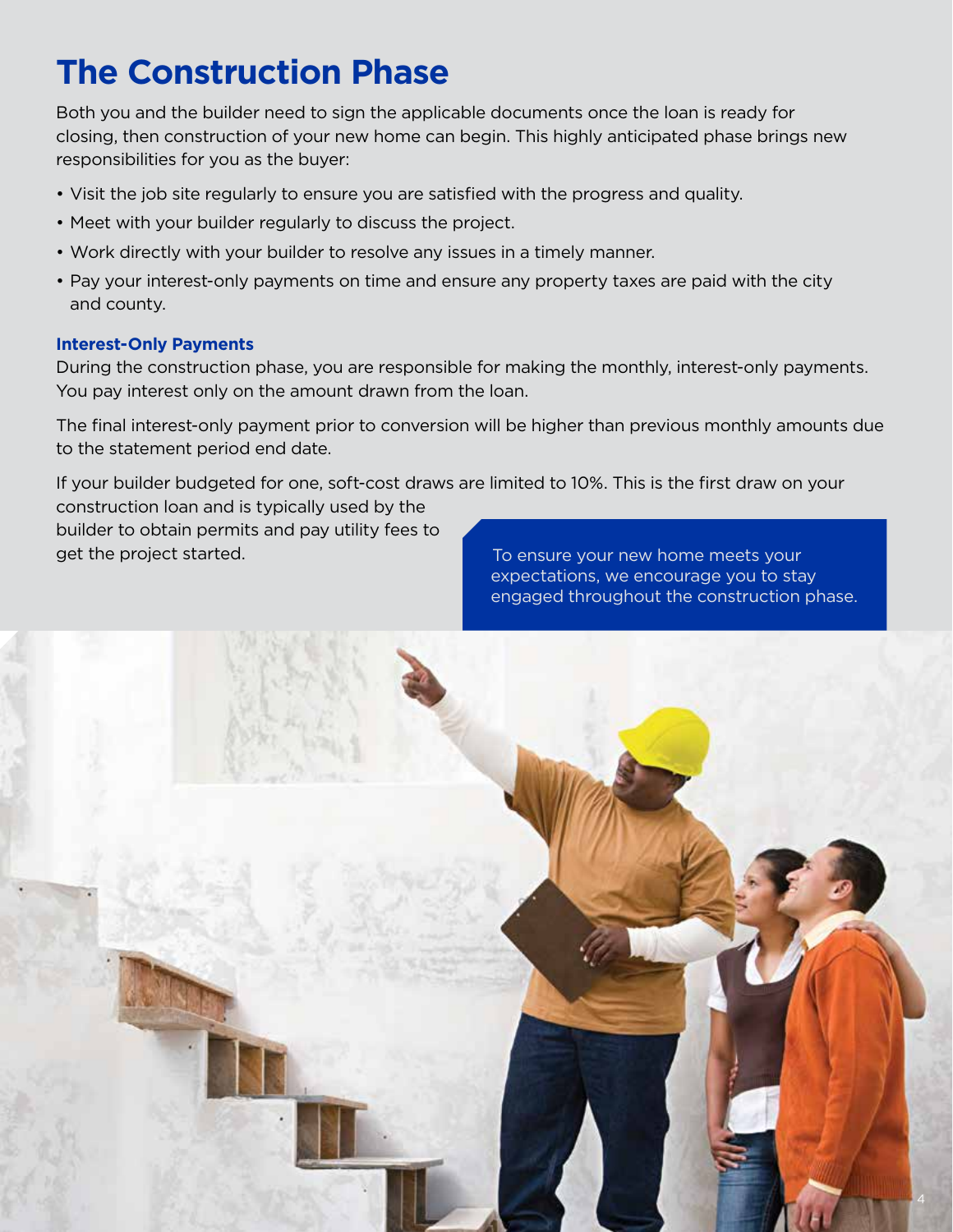# The Construction Phase

Both you and the builder need to sign the applicable documents once the loan is ready for closing, then construction of your new home can begin. This highly anticipated phase brings new responsibilities for you as the buyer:

- Visit the job site regularly to ensure you are satisfied with the progress and quality.
- Meet with your builder regularly to discuss the project.
- Work directly with your builder to resolve any issues in a timely manner.
- Pay your interest-only payments on time and ensure any property taxes are paid with the city and county.

### Interest-Only Payments

During the construction phase, you are responsible for making the monthly, interest-only payments. You pay interest only on the amount drawn from the loan.

The final interest-only payment prior to conversion will be higher than previous monthly amounts due to the statement period end date.

If your builder budgeted for one, soft-cost draws are limited to 10%. This is the first draw on your construction loan and is typically used by the builder to obtain permits and pay utility fees to get the project started.

To ensure your new home meets your expectations, we encourage you to stay engaged throughout the construction phase.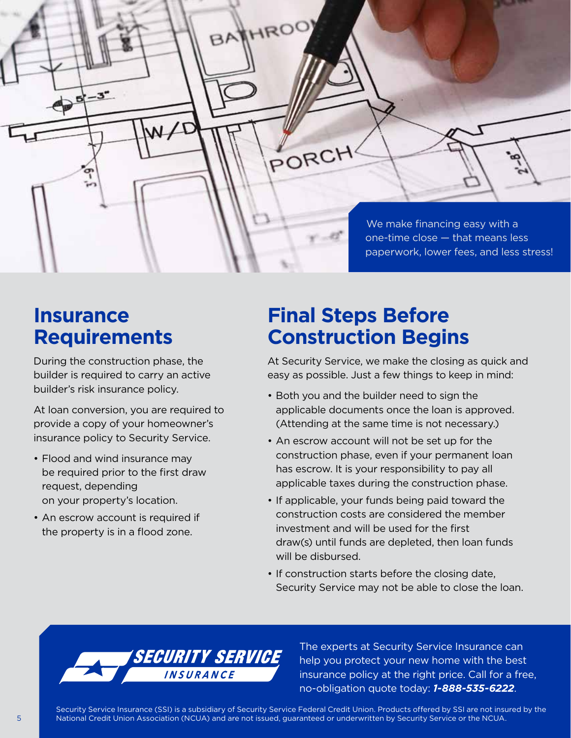We make financing easy with a one-time close — that means less paperwork, lower fees, and less stress!

## Insurance Requirements

During the construction phase, the builder is required to carry an active builder's risk insurance policy.

At loan conversion, you are required to provide a copy of your homeowner's insurance policy to Security Service.

- Flood and wind insurance may be required prior to the first draw request, depending on your property's location.
- An escrow account is required if the property is in a flood zone.

## Final Steps Before Construction Begins

At Security Service, we make the closing as quick and easy as possible. Just a few things to keep in mind:

- Both you and the builder need to sign the applicable documents once the loan is approved. (Attending at the same time is not necessary.)
- An escrow account will not be set up for the construction phase, even if your permanent loan has escrow. It is your responsibility to pay all applicable taxes during the construction phase.
- If applicable, your funds being paid toward the construction costs are considered the member investment and will be used for the first draw(s) until funds are depleted, then loan funds will be disbursed.
- If construction starts before the closing date, Security Service may not be able to close the loan.

SECURITY SERVICE INSURANCE

The experts at Security Service Insurance can help you protect your new home with the best insurance policy at the right price. Call for a free, no-obligation quote today: ***1-888-535-6222***.

Security Service Insurance (SSI) is a subsidiary of Security Service Federal Credit Union. Products offered by SSI are not insured by the National Credit Union Association (NCUA) and are not issued, guaranteed or underwritten by Security Service or the NCUA.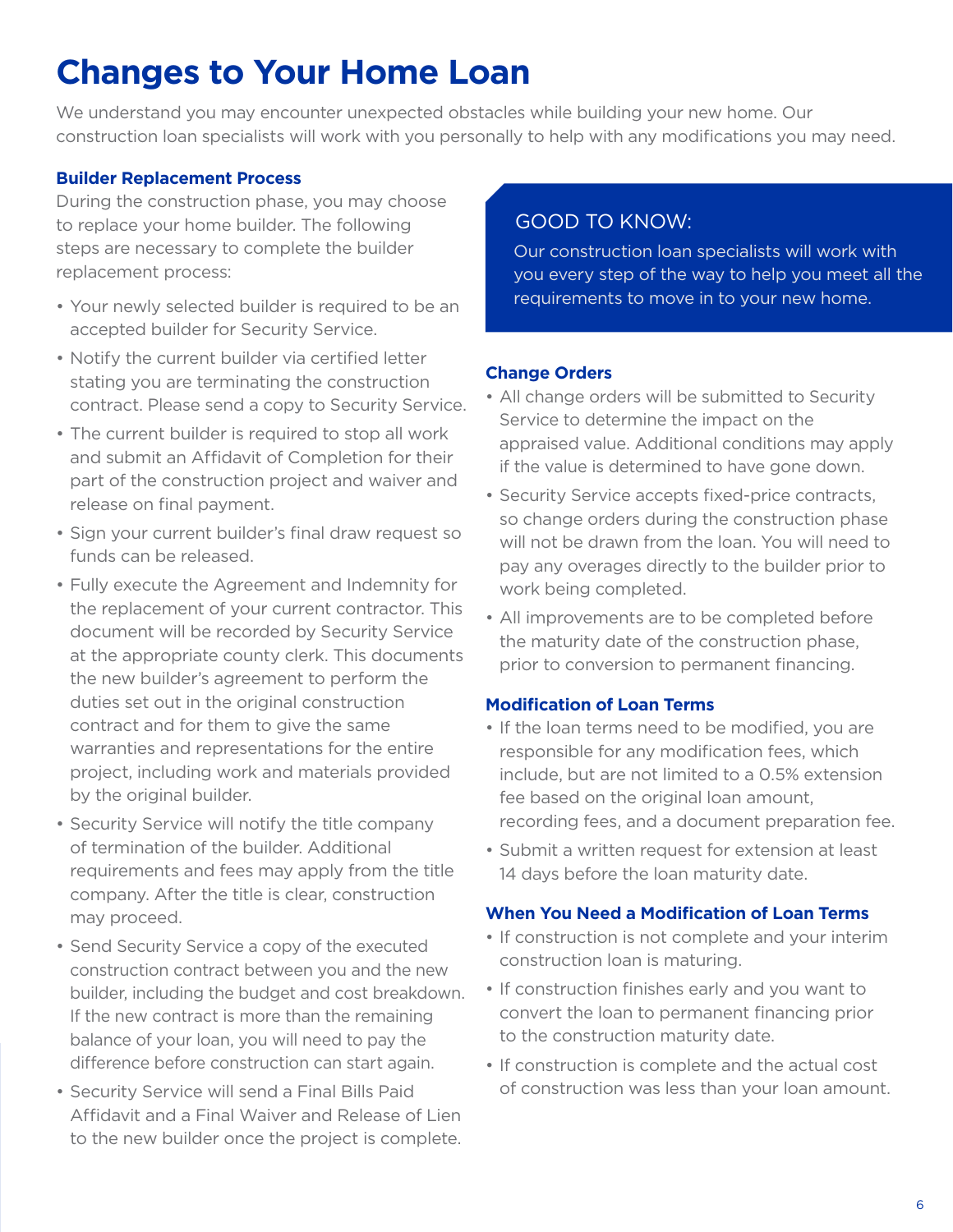# Changes to Your Home Loan

We understand you may encounter unexpected obstacles while building your new home. Our construction loan specialists will work with you personally to help with any modifications you may need.

### Builder Replacement Process

During the construction phase, you may choose to replace your home builder. The following steps are necessary to complete the builder replacement process:

- Your newly selected builder is required to be an accepted builder for Security Service.
- Notify the current builder via certified letter stating you are terminating the construction contract. Please send a copy to Security Service.
- The current builder is required to stop all work and submit an Affidavit of Completion for their part of the construction project and waiver and release on final payment.
- Sign your current builder's final draw request so funds can be released.
- Fully execute the Agreement and Indemnity for the replacement of your current contractor. This document will be recorded by Security Service at the appropriate county clerk. This documents the new builder's agreement to perform the duties set out in the original construction contract and for them to give the same warranties and representations for the entire project, including work and materials provided by the original builder.
- Security Service will notify the title company of termination of the builder. Additional requirements and fees may apply from the title company. After the title is clear, construction may proceed.
- Send Security Service a copy of the executed construction contract between you and the new builder, including the budget and cost breakdown. If the new contract is more than the remaining balance of your loan, you will need to pay the difference before construction can start again.
- Security Service will send a Final Bills Paid Affidavit and a Final Waiver and Release of Lien to the new builder once the project is complete.

> GOOD TO KNOW:
>
> Our construction loan specialists will work with you every step of the way to help you meet all the requirements to move in to your new home.

### Change Orders

- All change orders will be submitted to Security Service to determine the impact on the appraised value. Additional conditions may apply if the value is determined to have gone down.
- Security Service accepts fixed-price contracts, so change orders during the construction phase will not be drawn from the loan. You will need to pay any overages directly to the builder prior to work being completed.
- All improvements are to be completed before the maturity date of the construction phase, prior to conversion to permanent financing.

### Modification of Loan Terms

- If the loan terms need to be modified, you are responsible for any modification fees, which include, but are not limited to a 0.5% extension fee based on the original loan amount, recording fees, and a document preparation fee.
- Submit a written request for extension at least 14 days before the loan maturity date.

### When You Need a Modification of Loan Terms

- If construction is not complete and your interim construction loan is maturing.
- If construction finishes early and you want to convert the loan to permanent financing prior to the construction maturity date.
- If construction is complete and the actual cost of construction was less than your loan amount.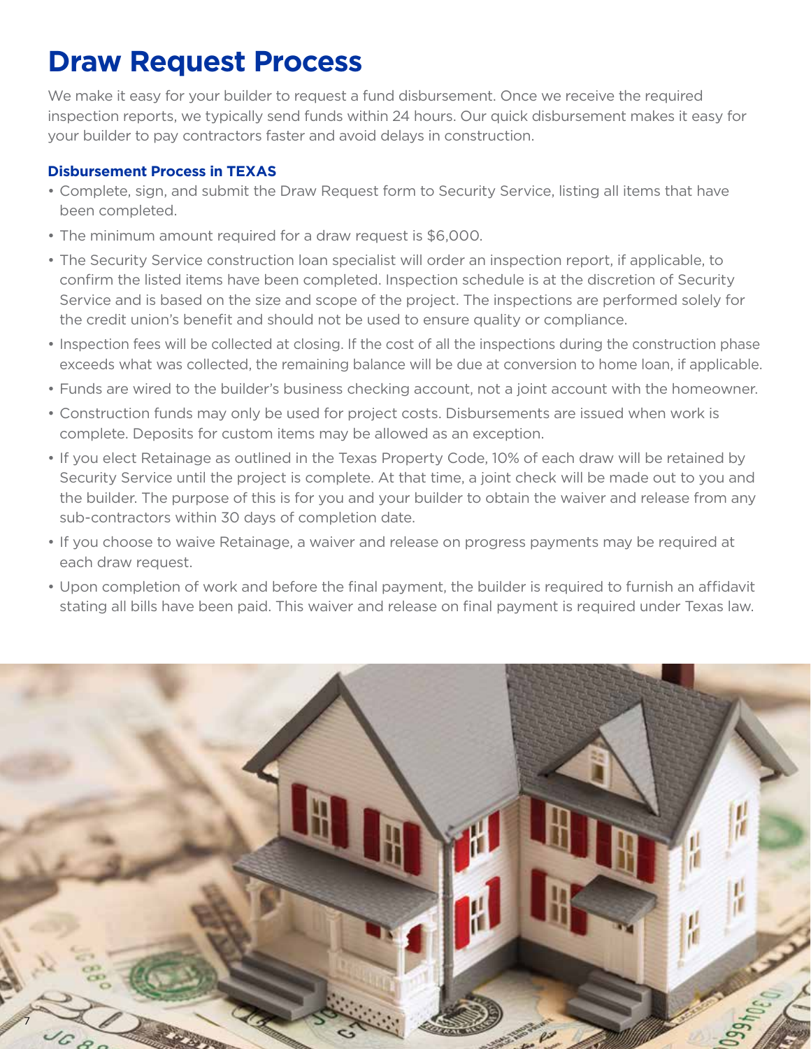# Draw Request Process

We make it easy for your builder to request a fund disbursement. Once we receive the required inspection reports, we typically send funds within 24 hours. Our quick disbursement makes it easy for your builder to pay contractors faster and avoid delays in construction.

### Disbursement Process in TEXAS

- Complete, sign, and submit the Draw Request form to Security Service, listing all items that have been completed.
- The minimum amount required for a draw request is $6,000.
- The Security Service construction loan specialist will order an inspection report, if applicable, to confirm the listed items have been completed. Inspection schedule is at the discretion of Security Service and is based on the size and scope of the project. The inspections are performed solely for the credit union's benefit and should not be used to ensure quality or compliance.
- Inspection fees will be collected at closing. If the cost of all the inspections during the construction phase exceeds what was collected, the remaining balance will be due at conversion to home loan, if applicable.
- Funds are wired to the builder's business checking account, not a joint account with the homeowner.
- Construction funds may only be used for project costs. Disbursements are issued when work is complete. Deposits for custom items may be allowed as an exception.
- If you elect Retainage as outlined in the Texas Property Code, 10% of each draw will be retained by Security Service until the project is complete. At that time, a joint check will be made out to you and the builder. The purpose of this is for you and your builder to obtain the waiver and release from any sub-contractors within 30 days of completion date.
- If you choose to waive Retainage, a waiver and release on progress payments may be required at each draw request.
- Upon completion of work and before the final payment, the builder is required to furnish an affidavit stating all bills have been paid. This waiver and release on final payment is required under Texas law.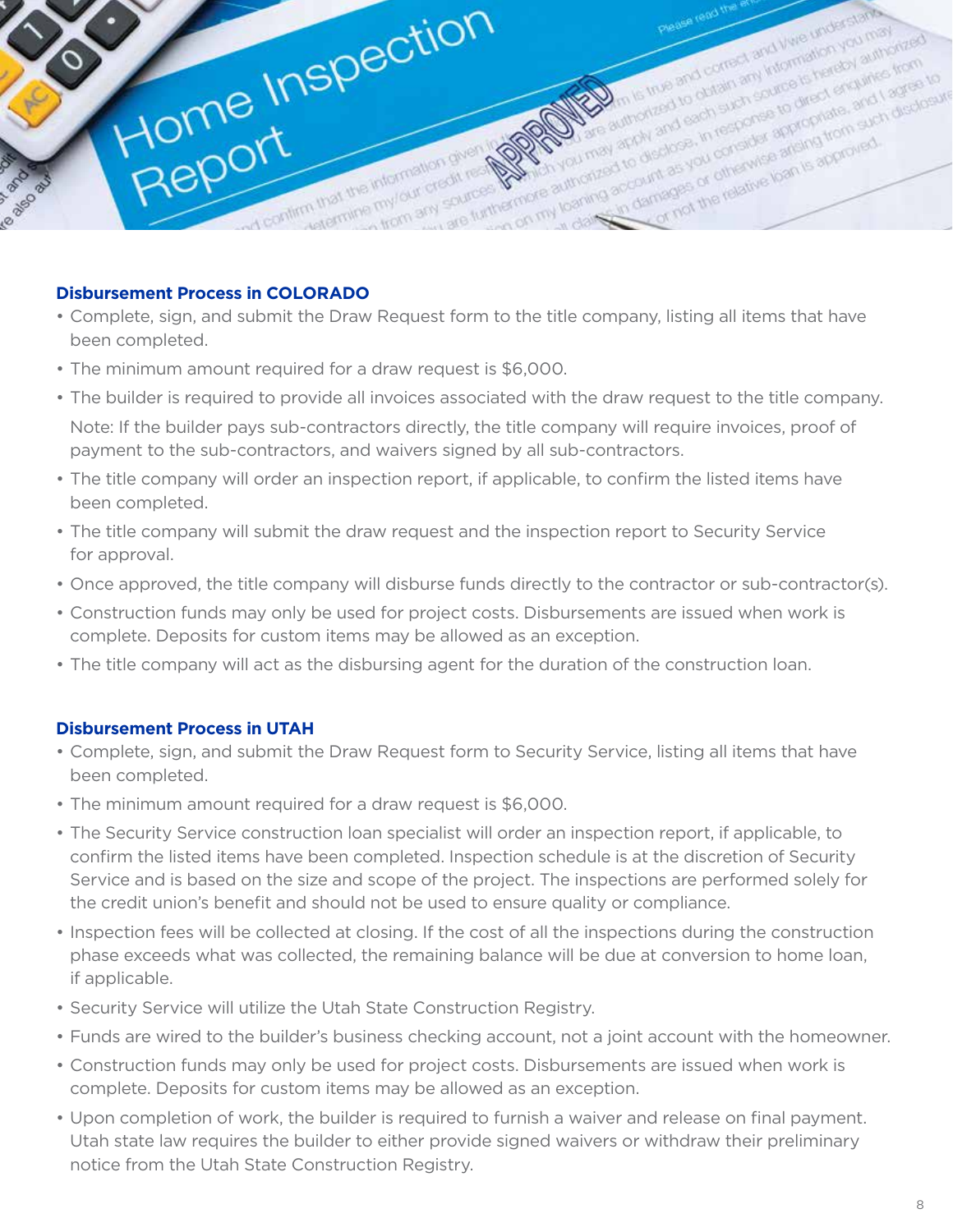## Disbursement Process in COLORADO

- Complete, sign, and submit the Draw Request form to the title company, listing all items that have been completed.
- The minimum amount required for a draw request is $6,000.
- The builder is required to provide all invoices associated with the draw request to the title company.

  Note: If the builder pays sub-contractors directly, the title company will require invoices, proof of payment to the sub-contractors, and waivers signed by all sub-contractors.
- The title company will order an inspection report, if applicable, to confirm the listed items have been completed.
- The title company will submit the draw request and the inspection report to Security Service for approval.
- Once approved, the title company will disburse funds directly to the contractor or sub-contractor(s).
- Construction funds may only be used for project costs. Disbursements are issued when work is complete. Deposits for custom items may be allowed as an exception.
- The title company will act as the disbursing agent for the duration of the construction loan.

## Disbursement Process in UTAH

- Complete, sign, and submit the Draw Request form to Security Service, listing all items that have been completed.
- The minimum amount required for a draw request is $6,000.
- The Security Service construction loan specialist will order an inspection report, if applicable, to confirm the listed items have been completed. Inspection schedule is at the discretion of Security Service and is based on the size and scope of the project. The inspections are performed solely for the credit union's benefit and should not be used to ensure quality or compliance.
- Inspection fees will be collected at closing. If the cost of all the inspections during the construction phase exceeds what was collected, the remaining balance will be due at conversion to home loan, if applicable.
- Security Service will utilize the Utah State Construction Registry.
- Funds are wired to the builder's business checking account, not a joint account with the homeowner.
- Construction funds may only be used for project costs. Disbursements are issued when work is complete. Deposits for custom items may be allowed as an exception.
- Upon completion of work, the builder is required to furnish a waiver and release on final payment. Utah state law requires the builder to either provide signed waivers or withdraw their preliminary notice from the Utah State Construction Registry.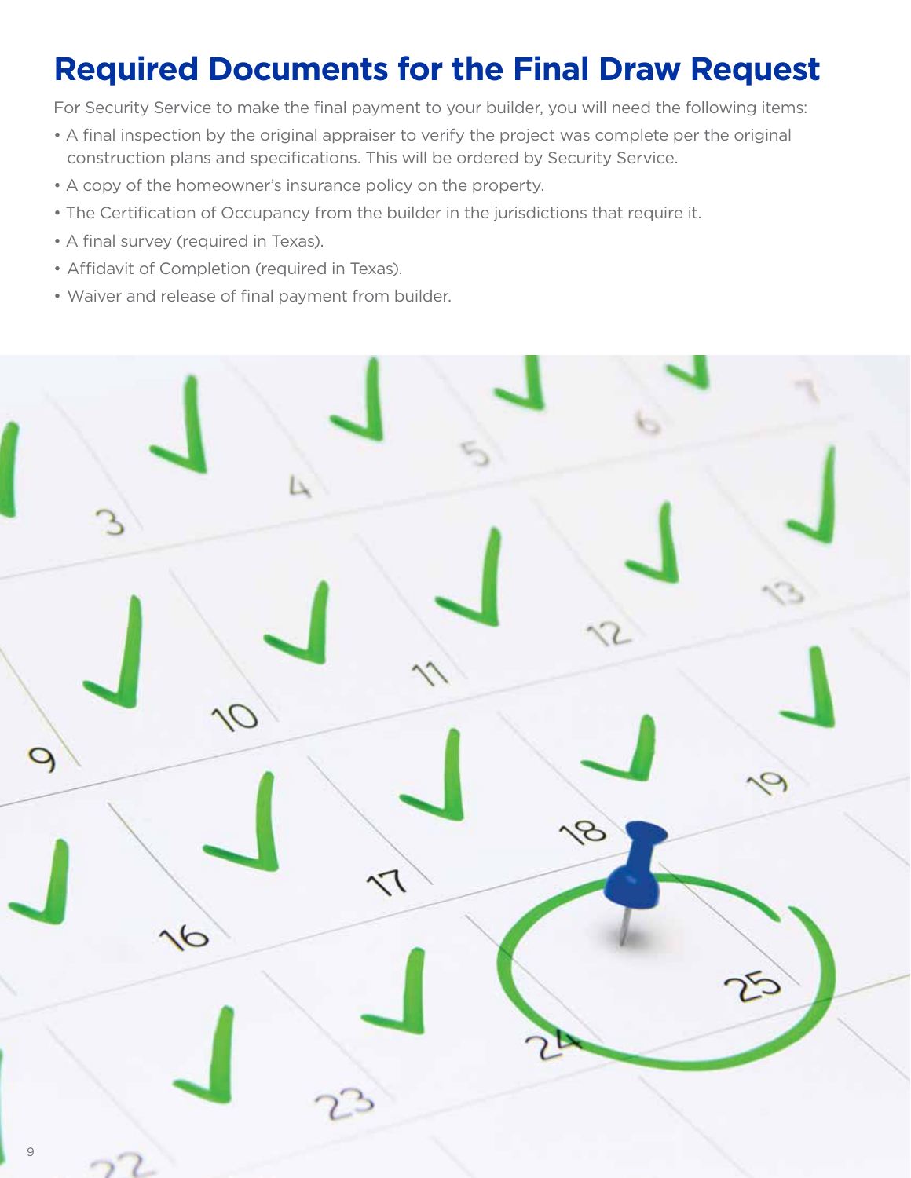# Required Documents for the Final Draw Request

For Security Service to make the final payment to your builder, you will need the following items:

- A final inspection by the original appraiser to verify the project was complete per the original construction plans and specifications. This will be ordered by Security Service.
- A copy of the homeowner's insurance policy on the property.
- The Certification of Occupancy from the builder in the jurisdictions that require it.
- A final survey (required in Texas).
- Affidavit of Completion (required in Texas).
- Waiver and release of final payment from builder.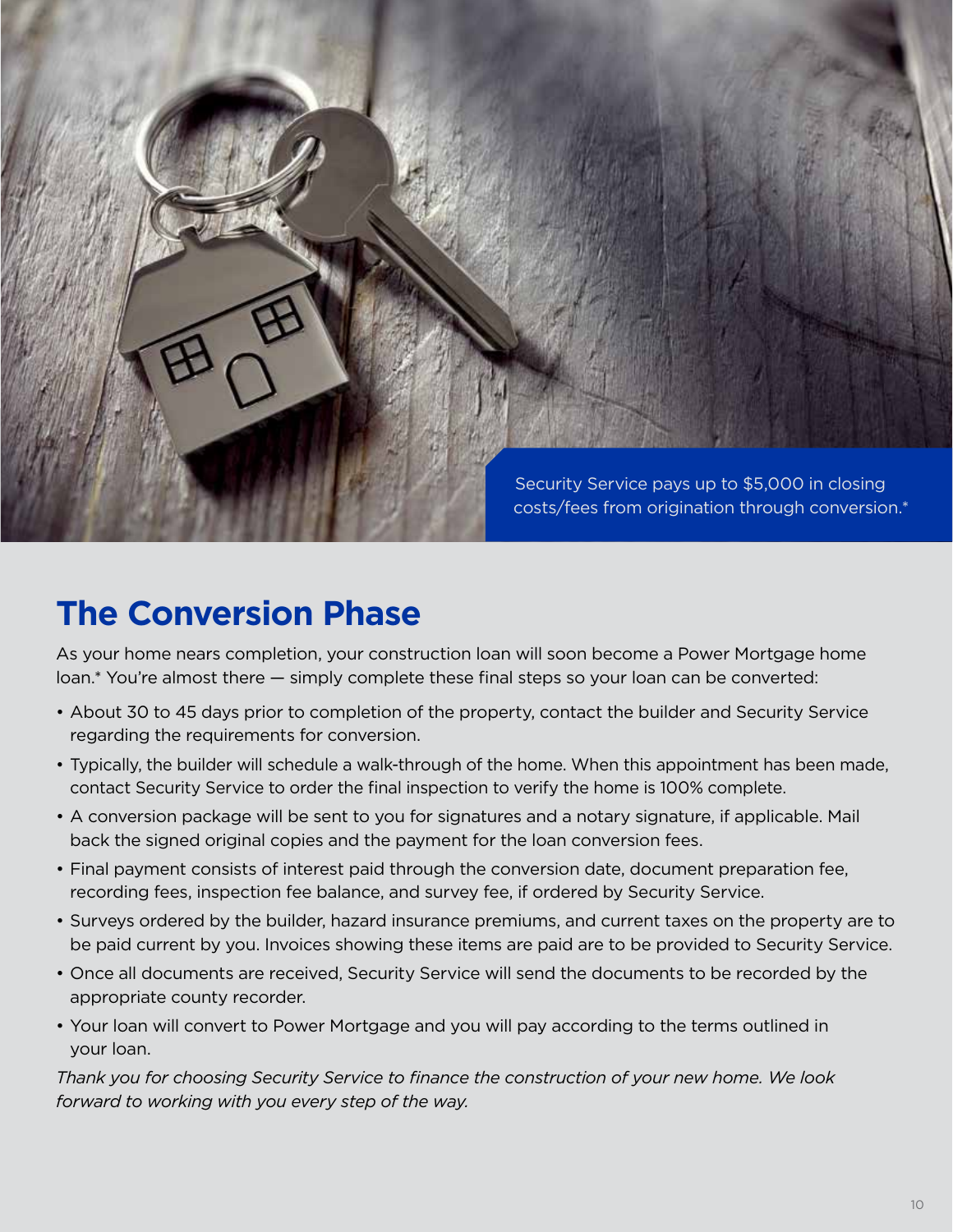Security Service pays up to $5,000 in closing costs/fees from origination through conversion.*

## The Conversion Phase

As your home nears completion, your construction loan will soon become a Power Mortgage home loan.* You're almost there — simply complete these final steps so your loan can be converted:

- About 30 to 45 days prior to completion of the property, contact the builder and Security Service regarding the requirements for conversion.
- Typically, the builder will schedule a walk-through of the home. When this appointment has been made, contact Security Service to order the final inspection to verify the home is 100% complete.
- A conversion package will be sent to you for signatures and a notary signature, if applicable. Mail back the signed original copies and the payment for the loan conversion fees.
- Final payment consists of interest paid through the conversion date, document preparation fee, recording fees, inspection fee balance, and survey fee, if ordered by Security Service.
- Surveys ordered by the builder, hazard insurance premiums, and current taxes on the property are to be paid current by you. Invoices showing these items are paid are to be provided to Security Service.
- Once all documents are received, Security Service will send the documents to be recorded by the appropriate county recorder.
- Your loan will convert to Power Mortgage and you will pay according to the terms outlined in your loan.

*Thank you for choosing Security Service to finance the construction of your new home. We look forward to working with you every step of the way.*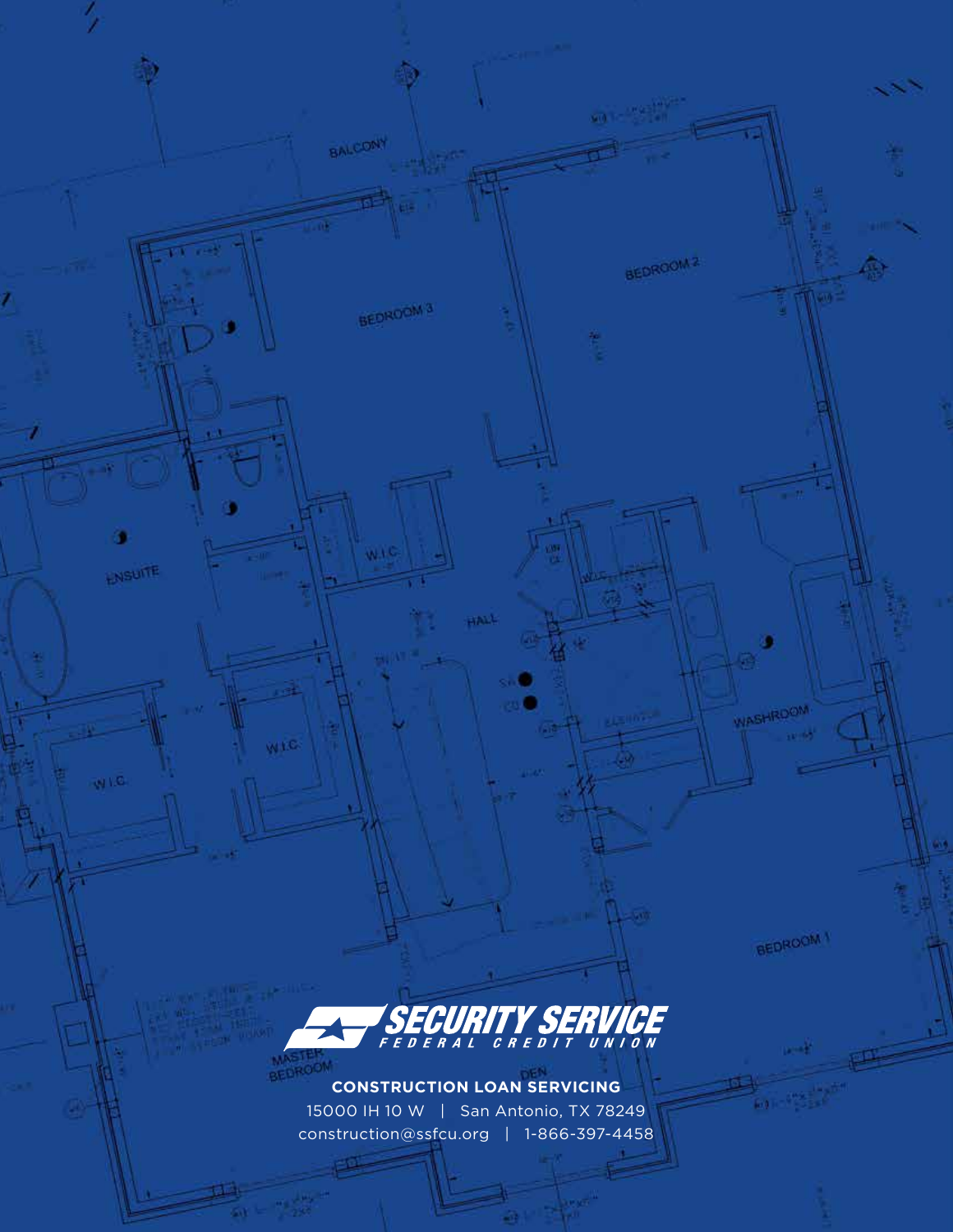**SECURITY SERVICE**
FEDERAL CREDIT UNION

**CONSTRUCTION LOAN SERVICING**

15000 IH 10 W | San Antonio, TX 78249

construction@ssfcu.org | 1-866-397-4458